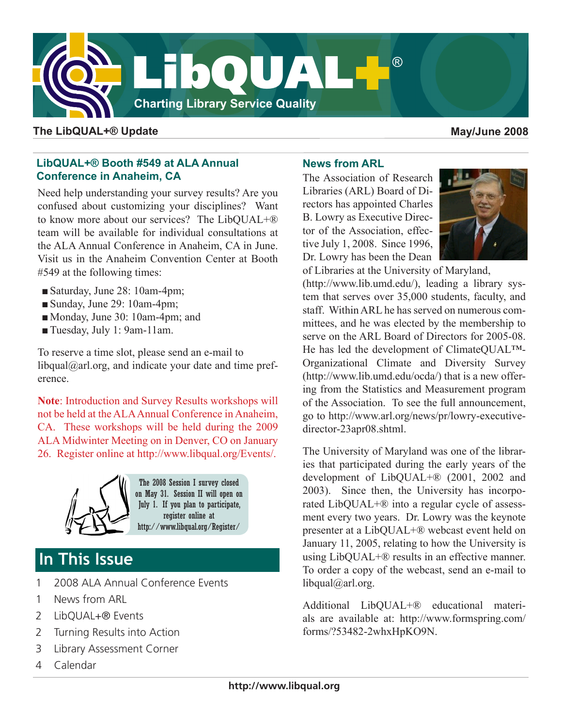# LibQUAL+®

Charting Library Service Quality

**The LibQUAL+® Update** — **May/June 2008**

## LibQUAL+® Booth #549 at ALA Annual Conference in Anaheim, CA

Need help understanding your survey results? Are you confused about customizing your disciplines? Want to know more about our services? The LibQUAL+® team will be available for individual consultations at the ALA Annual Conference in Anaheim, CA in June. Visit us in the Anaheim Convention Center at Booth #549 at the following times:

- Saturday, June 28: 10am-4pm;
- Sunday, June 29: 10am-4pm;
- Monday, June 30: 10am-4pm; and
- Tuesday, July 1: 9am-11am.

To reserve a time slot, please send an e-mail to libqual@arl.org, and indicate your date and time preference.

**Note**: Introduction and Survey Results workshops will not be held at the ALA Annual Conference in Anaheim, CA. These workshops will be held during the 2009 ALA Midwinter Meeting on in Denver, CO on January 26. Register online at http://www.libqual.org/Events/.

The 2008 Session I survey closed on May 31. Session II will open on July 1. If you plan to participate, register online at http://www.libqual.org/Register/

## In This Issue

1 2008 ALA Annual Conference Events
1 News from ARL
2 LibQUAL+® Events
2 Turning Results into Action
3 Library Assessment Corner
4 Calendar

## News from ARL

The Association of Research Libraries (ARL) Board of Directors has appointed Charles B. Lowry as Executive Director of the Association, effective July 1, 2008. Since 1996, Dr. Lowry has been the Dean of Libraries at the University of Maryland, (http://www.lib.umd.edu/), leading a library system that serves over 35,000 students, faculty, and staff. Within ARL he has served on numerous committees, and he was elected by the membership to serve on the ARL Board of Directors for 2005-08. He has led the development of ClimateQUAL™-Organizational Climate and Diversity Survey (http://www.lib.umd.edu/ocda/) that is a new offering from the Statistics and Measurement program of the Association. To see the full announcement, go to http://www.arl.org/news/pr/lowry-executive-director-23apr08.shtml.

The University of Maryland was one of the libraries that participated during the early years of the development of LibQUAL+® (2001, 2002 and 2003). Since then, the University has incorporated LibQUAL+® into a regular cycle of assessment every two years. Dr. Lowry was the keynote presenter at a LibQUAL+® webcast event held on January 11, 2005, relating to how the University is using LibQUAL+® results in an effective manner. To order a copy of the webcast, send an e-mail to libqual@arl.org.

Additional LibQUAL+® educational materials are available at: http://www.formspring.com/forms/?53482-2whxHpKO9N.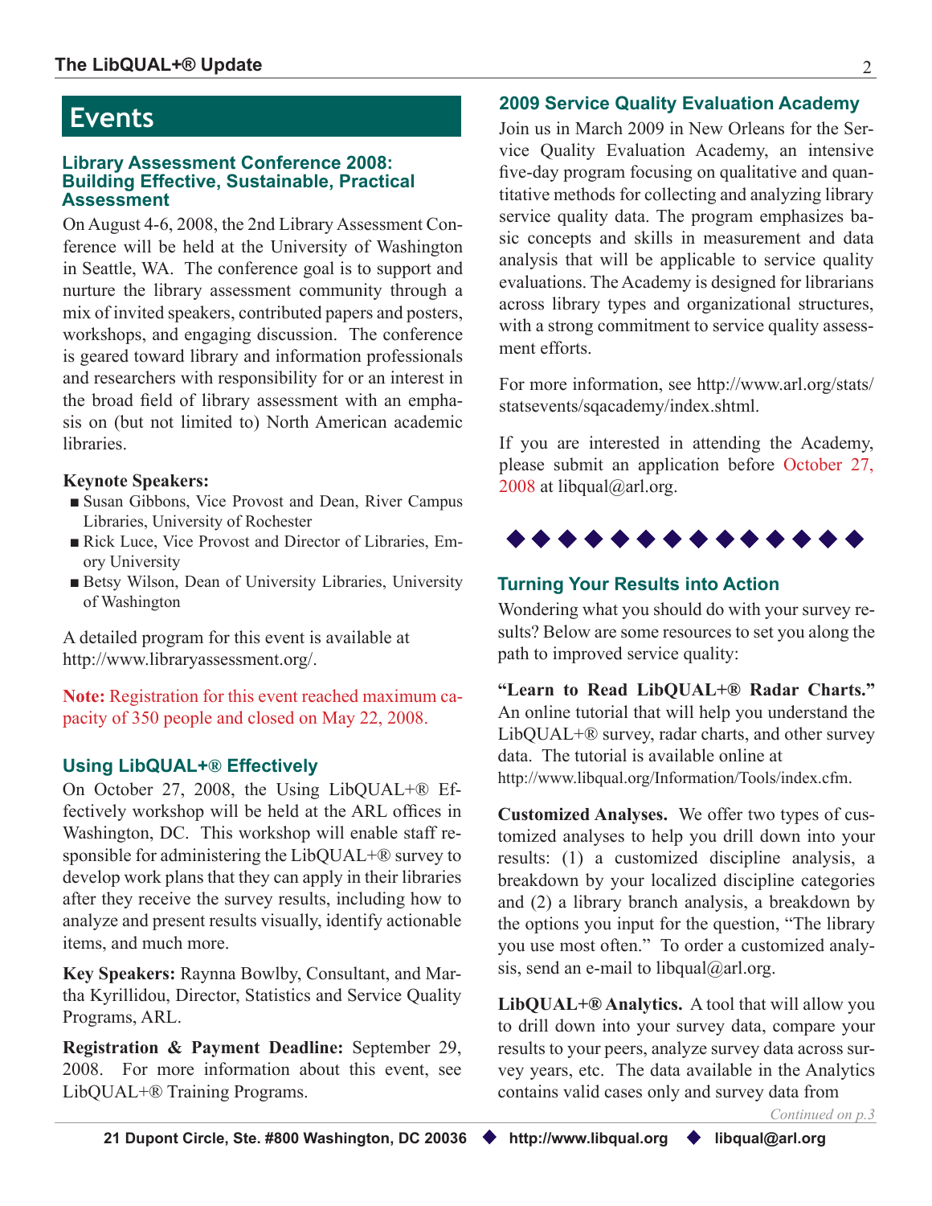# Events

### Library Assessment Conference 2008: Building Effective, Sustainable, Practical Assessment

On August 4-6, 2008, the 2nd Library Assessment Conference will be held at the University of Washington in Seattle, WA. The conference goal is to support and nurture the library assessment community through a mix of invited speakers, contributed papers and posters, workshops, and engaging discussion. The conference is geared toward library and information professionals and researchers with responsibility for or an interest in the broad field of library assessment with an emphasis on (but not limited to) North American academic libraries.

**Keynote Speakers:**

- Susan Gibbons, Vice Provost and Dean, River Campus Libraries, University of Rochester
- Rick Luce, Vice Provost and Director of Libraries, Emory University
- Betsy Wilson, Dean of University Libraries, University of Washington

A detailed program for this event is available at http://www.libraryassessment.org/.

**Note:** Registration for this event reached maximum capacity of 350 people and closed on May 22, 2008.

### Using LibQUAL+® Effectively

On October 27, 2008, the Using LibQUAL+® Effectively workshop will be held at the ARL offices in Washington, DC. This workshop will enable staff responsible for administering the LibQUAL+® survey to develop work plans that they can apply in their libraries after they receive the survey results, including how to analyze and present results visually, identify actionable items, and much more.

**Key Speakers:** Raynna Bowlby, Consultant, and Martha Kyrillidou, Director, Statistics and Service Quality Programs, ARL.

**Registration & Payment Deadline:** September 29, 2008. For more information about this event, see LibQUAL+® Training Programs.

### 2009 Service Quality Evaluation Academy

Join us in March 2009 in New Orleans for the Service Quality Evaluation Academy, an intensive five-day program focusing on qualitative and quantitative methods for collecting and analyzing library service quality data. The program emphasizes basic concepts and skills in measurement and data analysis that will be applicable to service quality evaluations. The Academy is designed for librarians across library types and organizational structures, with a strong commitment to service quality assessment efforts.

For more information, see http://www.arl.org/stats/statsevents/sqacademy/index.shtml.

If you are interested in attending the Academy, please submit an application before October 27, 2008 at libqual@arl.org.

◆◆◆◆◆◆◆◆◆◆◆◆◆◆

### Turning Your Results into Action

Wondering what you should do with your survey results? Below are some resources to set you along the path to improved service quality:

**"Learn to Read LibQUAL+® Radar Charts."** An online tutorial that will help you understand the LibQUAL+® survey, radar charts, and other survey data. The tutorial is available online at http://www.libqual.org/Information/Tools/index.cfm.

**Customized Analyses.** We offer two types of customized analyses to help you drill down into your results: (1) a customized discipline analysis, a breakdown by your localized discipline categories and (2) a library branch analysis, a breakdown by the options you input for the question, "The library you use most often." To order a customized analysis, send an e-mail to libqual@arl.org.

**LibQUAL+® Analytics.** A tool that will allow you to drill down into your survey data, compare your results to your peers, analyze survey data across survey years, etc. The data available in the Analytics contains valid cases only and survey data from

*Continued on p.3*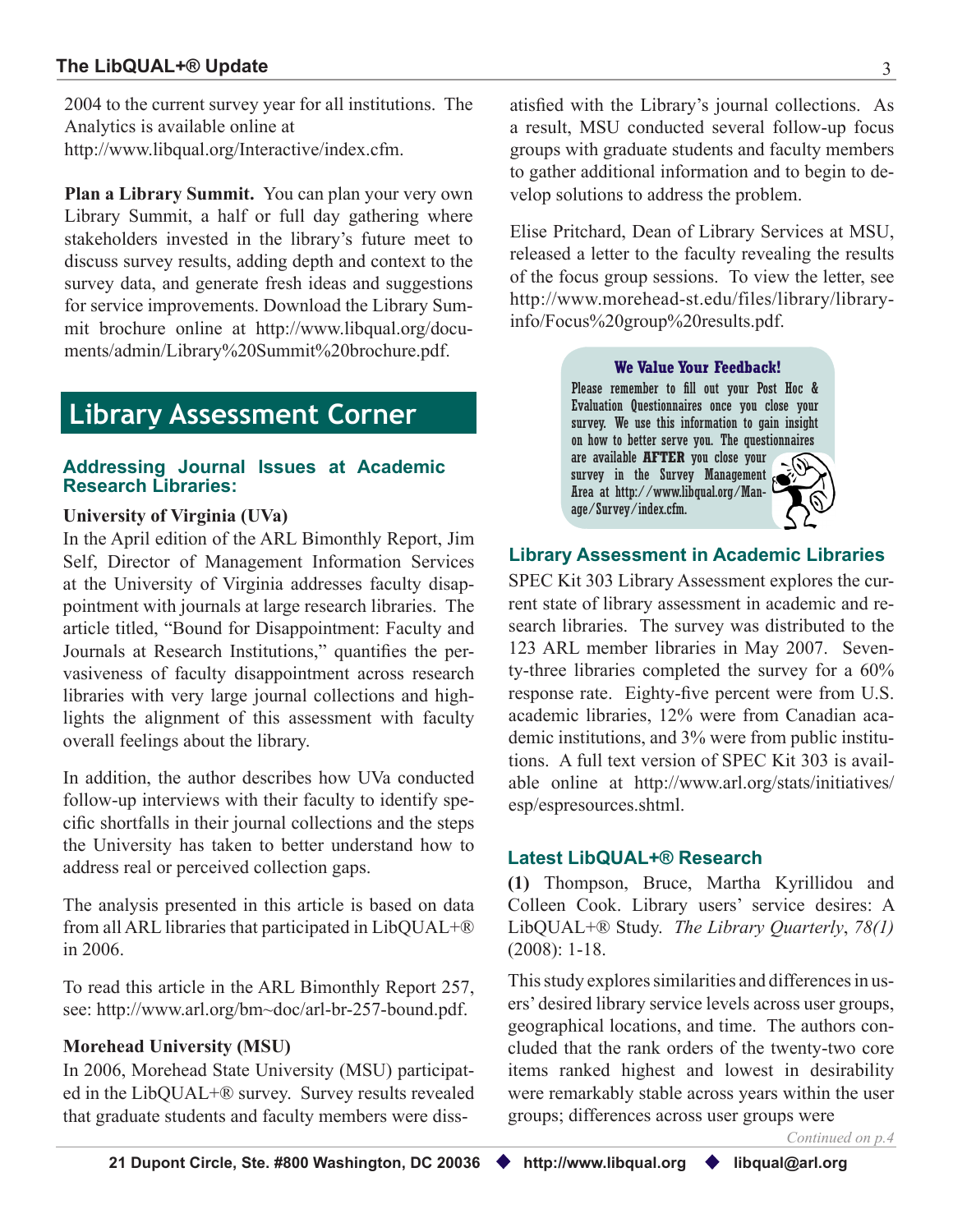2004 to the current survey year for all institutions. The Analytics is available online at http://www.libqual.org/Interactive/index.cfm.

**Plan a Library Summit.** You can plan your very own Library Summit, a half or full day gathering where stakeholders invested in the library's future meet to discuss survey results, adding depth and context to the survey data, and generate fresh ideas and suggestions for service improvements. Download the Library Summit brochure online at http://www.libqual.org/documents/admin/Library%20Summit%20brochure.pdf.

# Library Assessment Corner

## Addressing Journal Issues at Academic Research Libraries:

**University of Virginia (UVa)**

In the April edition of the ARL Bimonthly Report, Jim Self, Director of Management Information Services at the University of Virginia addresses faculty disappointment with journals at large research libraries. The article titled, "Bound for Disappointment: Faculty and Journals at Research Institutions," quantifies the pervasiveness of faculty disappointment across research libraries with very large journal collections and highlights the alignment of this assessment with faculty overall feelings about the library.

In addition, the author describes how UVa conducted follow-up interviews with their faculty to identify specific shortfalls in their journal collections and the steps the University has taken to better understand how to address real or perceived collection gaps.

The analysis presented in this article is based on data from all ARL libraries that participated in LibQUAL+® in 2006.

To read this article in the ARL Bimonthly Report 257, see: http://www.arl.org/bm~doc/arl-br-257-bound.pdf.

**Morehead University (MSU)**

In 2006, Morehead State University (MSU) participated in the LibQUAL+® survey. Survey results revealed that graduate students and faculty members were dissatisfied with the Library's journal collections. As a result, MSU conducted several follow-up focus groups with graduate students and faculty members to gather additional information and to begin to develop solutions to address the problem.

Elise Pritchard, Dean of Library Services at MSU, released a letter to the faculty revealing the results of the focus group sessions. To view the letter, see http://www.morehead-st.edu/files/library/library-info/Focus%20group%20results.pdf.

**We Value Your Feedback!**

Please remember to fill out your Post Hoc & Evaluation Questionnaires once you close your survey. We use this information to gain insight on how to better serve you. The questionnaires are available **AFTER** you close your survey in the Survey Management Area at http://www.libqual.org/Manage/Survey/index.cfm.

## Library Assessment in Academic Libraries

SPEC Kit 303 Library Assessment explores the current state of library assessment in academic and research libraries. The survey was distributed to the 123 ARL member libraries in May 2007. Seventy-three libraries completed the survey for a 60% response rate. Eighty-five percent were from U.S. academic libraries, 12% were from Canadian academic institutions, and 3% were from public institutions. A full text version of SPEC Kit 303 is available online at http://www.arl.org/stats/initiatives/esp/espresources.shtml.

## Latest LibQUAL+® Research

**(1)** Thompson, Bruce, Martha Kyrillidou and Colleen Cook. Library users' service desires: A LibQUAL+® Study. *The Library Quarterly*, *78(1)* (2008): 1-18.

This study explores similarities and differences in users' desired library service levels across user groups, geographical locations, and time. The authors concluded that the rank orders of the twenty-two core items ranked highest and lowest in desirability were remarkably stable across years within the user groups; differences across user groups were

*Continued on p.4*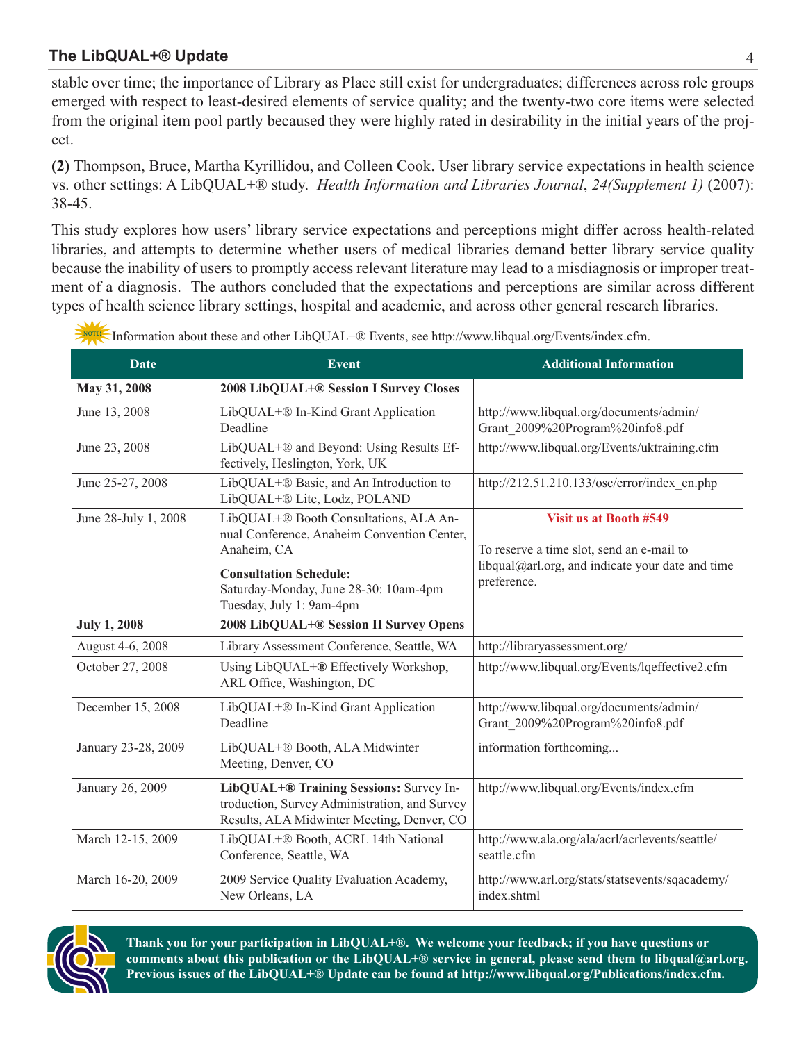stable over time; the importance of Library as Place still exist for undergraduates; differences across role groups emerged with respect to least-desired elements of service quality; and the twenty-two core items were selected from the original item pool partly becaused they were highly rated in desirability in the initial years of the project.

**(2)** Thompson, Bruce, Martha Kyrillidou, and Colleen Cook. User library service expectations in health science vs. other settings: A LibQUAL+® study. *Health Information and Libraries Journal*, *24(Supplement 1)* (2007): 38-45.

This study explores how users' library service expectations and perceptions might differ across health-related libraries, and attempts to determine whether users of medical libraries demand better library service quality because the inability of users to promptly access relevant literature may lead to a misdiagnosis or improper treatment of a diagnosis. The authors concluded that the expectations and perceptions are similar across different types of health science library settings, hospital and academic, and across other general research libraries.

NOTE! Information about these and other LibQUAL+® Events, see http://www.libqual.org/Events/index.cfm.

| Date | Event | Additional Information |
|---|---|---|
| **May 31, 2008** | **2008 LibQUAL+® Session I Survey Closes** | |
| June 13, 2008 | LibQUAL+® In-Kind Grant Application Deadline | http://www.libqual.org/documents/admin/Grant_2009%20Program%20info8.pdf |
| June 23, 2008 | LibQUAL+® and Beyond: Using Results Effectively, Heslington, York, UK | http://www.libqual.org/Events/uktraining.cfm |
| June 25-27, 2008 | LibQUAL+® Basic, and An Introduction to LibQUAL+® Lite, Lodz, POLAND | http://212.51.210.133/osc/error/index_en.php |
| June 28-July 1, 2008 | LibQUAL+® Booth Consultations, ALA Annual Conference, Anaheim Convention Center, Anaheim, CA<br>**Consultation Schedule:**<br>Saturday-Monday, June 28-30: 10am-4pm<br>Tuesday, July 1: 9am-4pm | **Visit us at Booth #549**<br>To reserve a time slot, send an e-mail to libqual@arl.org, and indicate your date and time preference. |
| **July 1, 2008** | **2008 LibQUAL+® Session II Survey Opens** | |
| August 4-6, 2008 | Library Assessment Conference, Seattle, WA | http://libraryassessment.org/ |
| October 27, 2008 | Using LibQUAL+® Effectively Workshop, ARL Office, Washington, DC | http://www.libqual.org/Events/lqeffective2.cfm |
| December 15, 2008 | LibQUAL+® In-Kind Grant Application Deadline | http://www.libqual.org/documents/admin/Grant_2009%20Program%20info8.pdf |
| January 23-28, 2009 | LibQUAL+® Booth, ALA Midwinter Meeting, Denver, CO | information forthcoming... |
| January 26, 2009 | **LibQUAL+® Training Sessions:** Survey Introduction, Survey Administration, and Survey Results, ALA Midwinter Meeting, Denver, CO | http://www.libqual.org/Events/index.cfm |
| March 12-15, 2009 | LibQUAL+® Booth, ACRL 14th National Conference, Seattle, WA | http://www.ala.org/ala/acrl/acrlevents/seattle/seattle.cfm |
| March 16-20, 2009 | 2009 Service Quality Evaluation Academy, New Orleans, LA | http://www.arl.org/stats/statsevents/sqacademy/index.shtml |

**Thank you for your participation in LibQUAL+®. We welcome your feedback; if you have questions or comments about this publication or the LibQUAL+® service in general, please send them to libqual@arl.org. Previous issues of the LibQUAL+® Update can be found at http://www.libqual.org/Publications/index.cfm.**